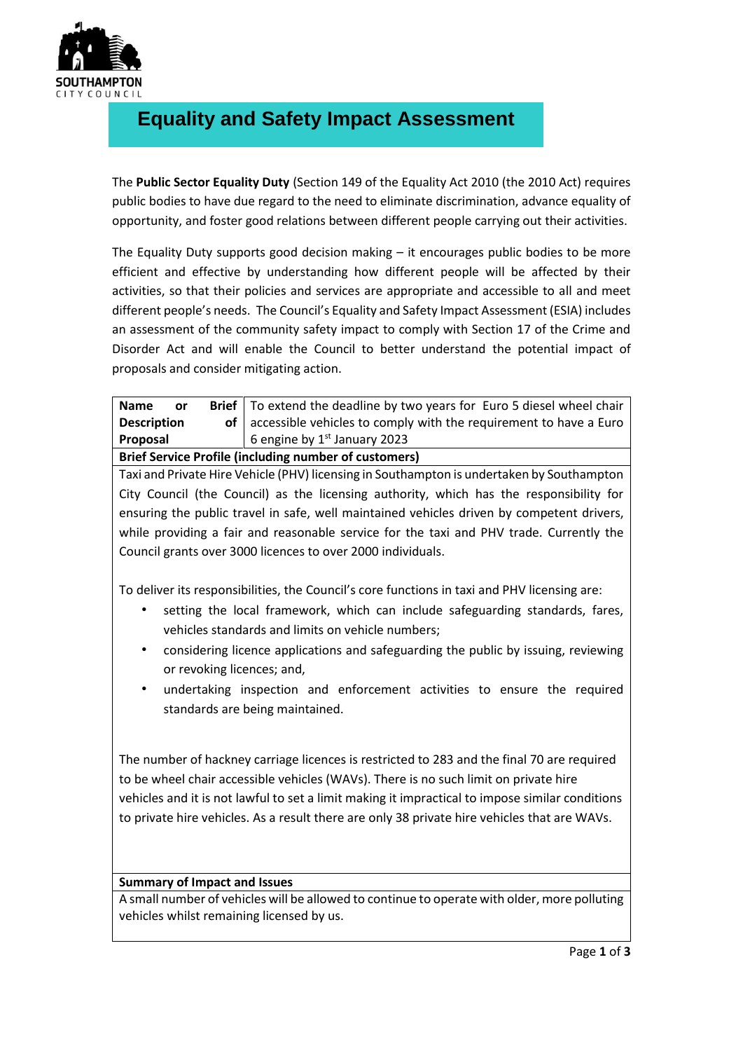# Equality and Safety Impact Assessment

The **Public Sector Equality Duty** (Section 149 of the Equality Act 2010 (the 2010 Act) requires public bodies to have due regard to the need to eliminate discrimination, advance equality of opportunity, and foster good relations between different people carrying out their activities.

The Equality Duty supports good decision making – it encourages public bodies to be more efficient and effective by understanding how different people will be affected by their activities, so that their policies and services are appropriate and accessible to all and meet different people's needs. The Council's Equality and Safety Impact Assessment (ESIA) includes an assessment of the community safety impact to comply with Section 17 of the Crime and Disorder Act and will enable the Council to better understand the potential impact of proposals and consider mitigating action.

| **Name or Brief Description of Proposal** | To extend the deadline by two years for Euro 5 diesel wheel chair accessible vehicles to comply with the requirement to have a Euro 6 engine by 1st January 2023 |
|---|---|

**Brief Service Profile (including number of customers)**

Taxi and Private Hire Vehicle (PHV) licensing in Southampton is undertaken by Southampton City Council (the Council) as the licensing authority, which has the responsibility for ensuring the public travel in safe, well maintained vehicles driven by competent drivers, while providing a fair and reasonable service for the taxi and PHV trade. Currently the Council grants over 3000 licences to over 2000 individuals.

To deliver its responsibilities, the Council's core functions in taxi and PHV licensing are:

- setting the local framework, which can include safeguarding standards, fares, vehicles standards and limits on vehicle numbers;
- considering licence applications and safeguarding the public by issuing, reviewing or revoking licences; and,
- undertaking inspection and enforcement activities to ensure the required standards are being maintained.

The number of hackney carriage licences is restricted to 283 and the final 70 are required to be wheel chair accessible vehicles (WAVs). There is no such limit on private hire vehicles and it is not lawful to set a limit making it impractical to impose similar conditions to private hire vehicles. As a result there are only 38 private hire vehicles that are WAVs.

**Summary of Impact and Issues**

A small number of vehicles will be allowed to continue to operate with older, more polluting vehicles whilst remaining licensed by us.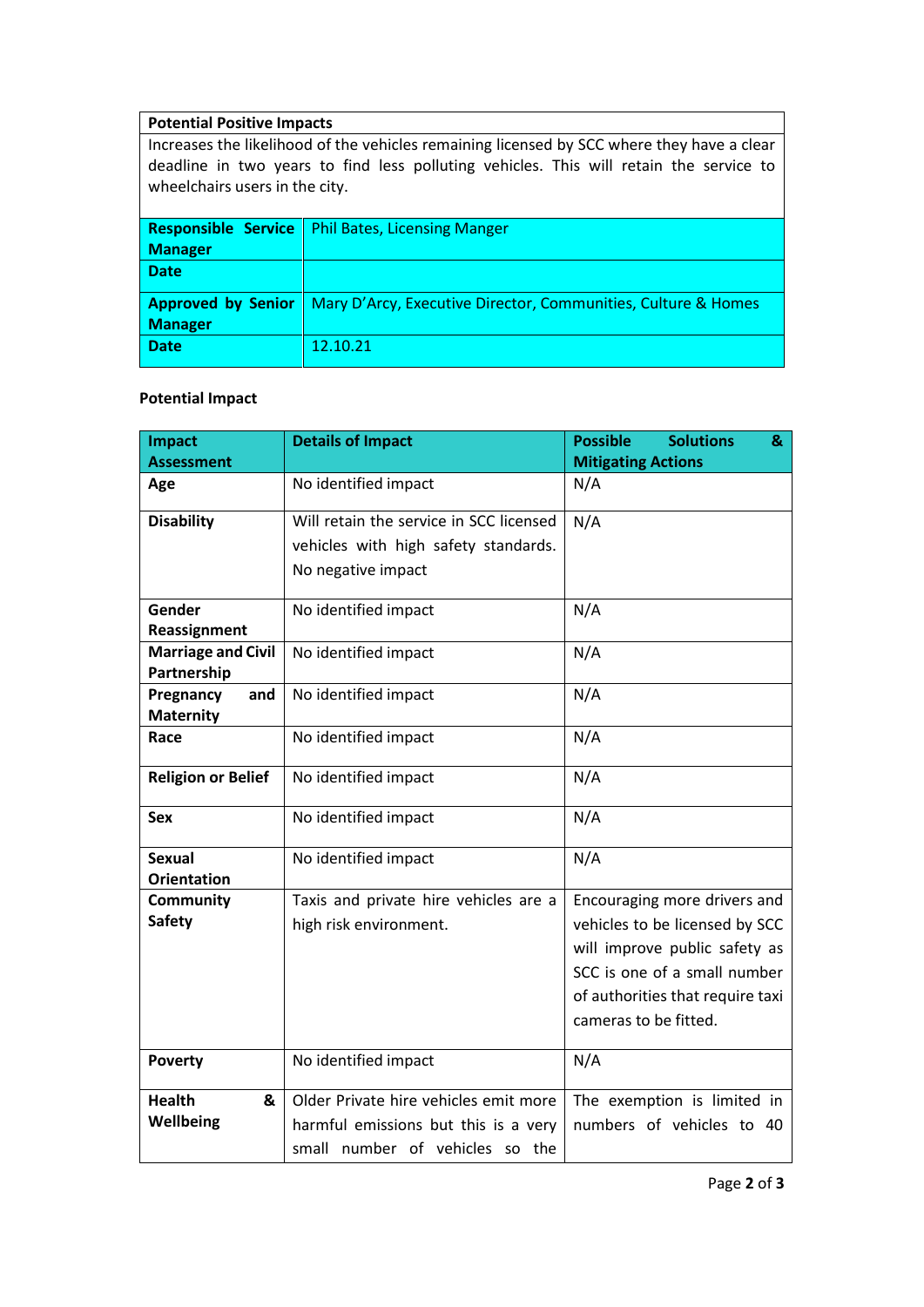| Potential Positive Impacts |
|---|
| Increases the likelihood of the vehicles remaining licensed by SCC where they have a clear deadline in two years to find less polluting vehicles. This will retain the service to wheelchairs users in the city. |

| | |
|---|---|
| **Responsible Service Manager** | Phil Bates, Licensing Manger |
| **Date** | |
| **Approved by Senior Manager** | Mary D'Arcy, Executive Director, Communities, Culture & Homes |
| **Date** | 12.10.21 |

**Potential Impact**

| Impact Assessment | Details of Impact | Possible Solutions & Mitigating Actions |
|---|---|---|
| **Age** | No identified impact | N/A |
| **Disability** | Will retain the service in SCC licensed vehicles with high safety standards. No negative impact | N/A |
| **Gender Reassignment** | No identified impact | N/A |
| **Marriage and Civil Partnership** | No identified impact | N/A |
| **Pregnancy and Maternity** | No identified impact | N/A |
| **Race** | No identified impact | N/A |
| **Religion or Belief** | No identified impact | N/A |
| **Sex** | No identified impact | N/A |
| **Sexual Orientation** | No identified impact | N/A |
| **Community Safety** | Taxis and private hire vehicles are a high risk environment. | Encouraging more drivers and vehicles to be licensed by SCC will improve public safety as SCC is one of a small number of authorities that require taxi cameras to be fitted. |
| **Poverty** | No identified impact | N/A |
| **Health & Wellbeing** | Older Private hire vehicles emit more harmful emissions but this is a very small number of vehicles so the | The exemption is limited in numbers of vehicles to 40 |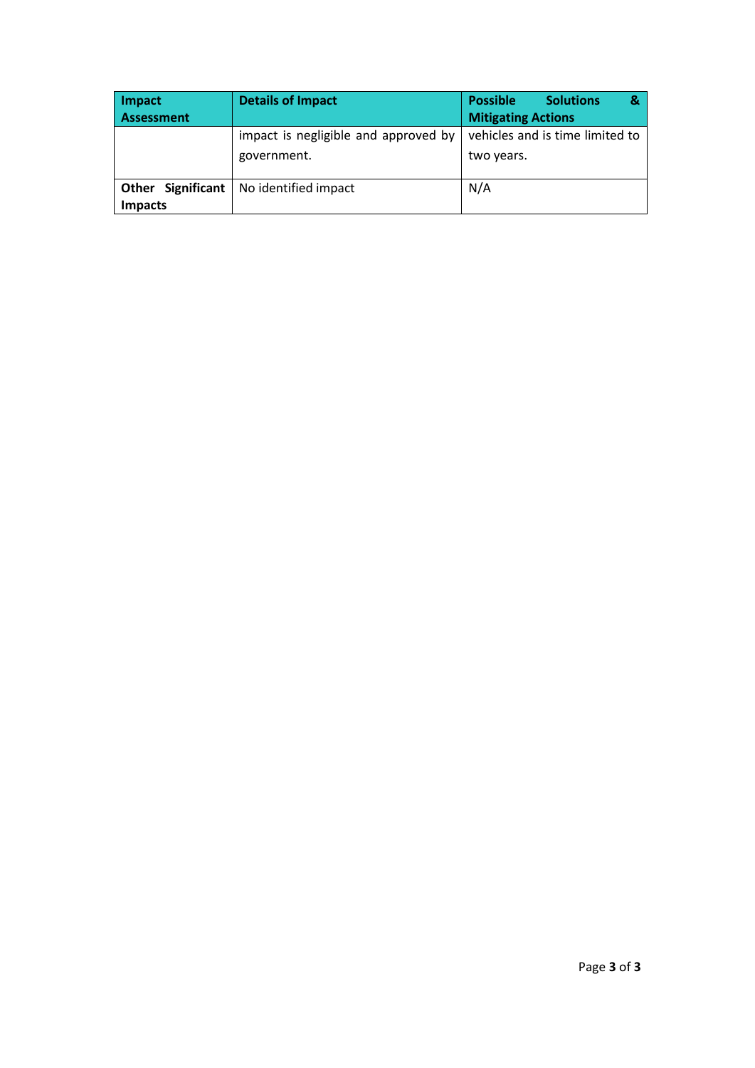| Impact Assessment | Details of Impact | Possible Solutions & Mitigating Actions |
| --- | --- | --- |
| | impact is negligible and approved by government. | vehicles and is time limited to two years. |
| **Other Significant Impacts** | No identified impact | N/A |